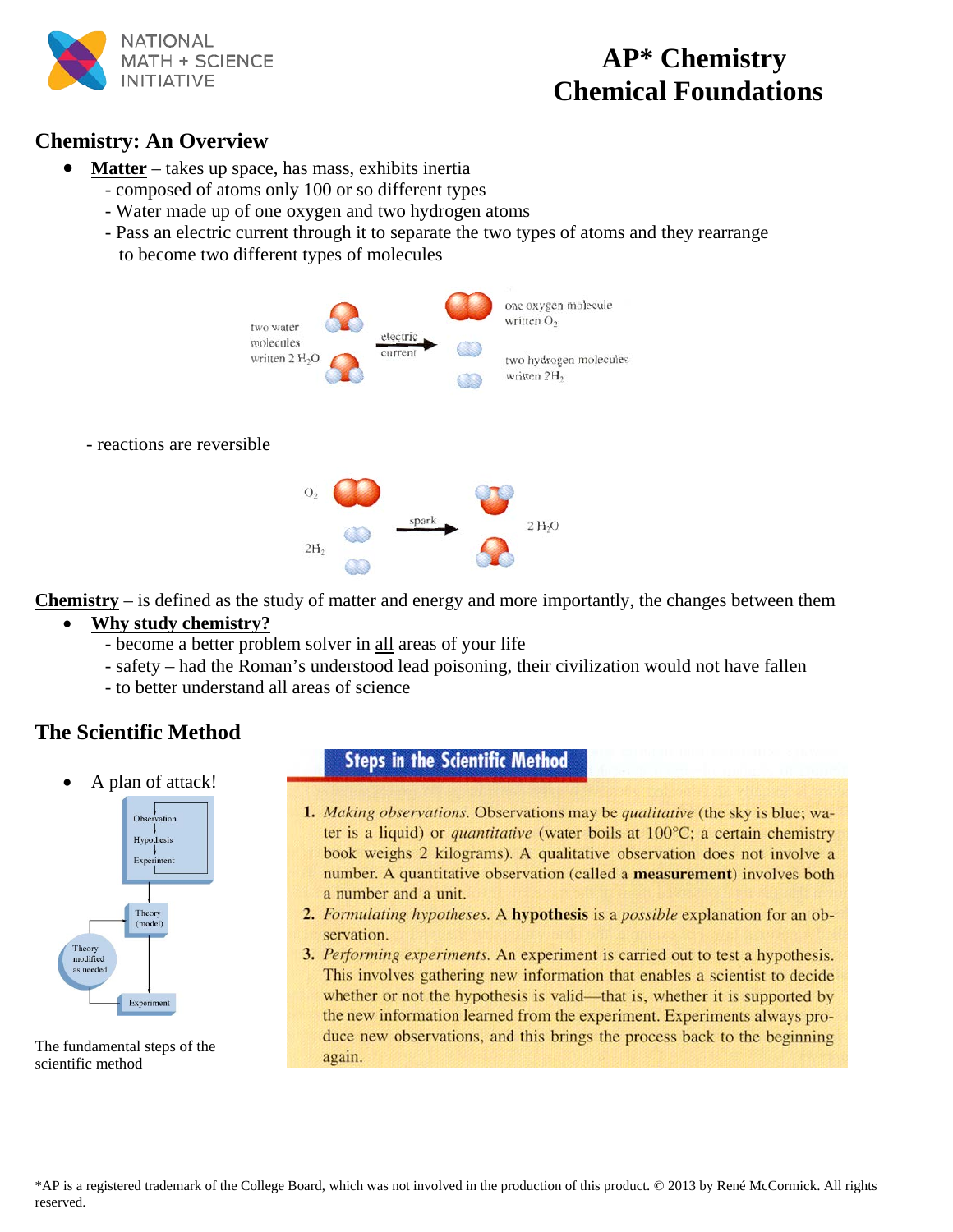# AP* Chemistry
# Chemical Foundations

## Chemistry: An Overview

- **Matter** – takes up space, has mass, exhibits inertia
  - composed of atoms only 100 or so different types
  - Water made up of one oxygen and two hydrogen atoms
  - Pass an electric current through it to separate the two types of atoms and they rearrange to become two different types of molecules

two water molecules written 2 $H_2O$ → electric current → one oxygen molecule written $O_2$; two hydrogen molecules written $2H_2$

- reactions are reversible

$O_2$, $2H_2$ → spark → 2 $H_2O$

**Chemistry** – is defined as the study of matter and energy and more importantly, the changes between them

- **Why study chemistry?**
  - become a better problem solver in all areas of your life
  - safety – had the Roman's understood lead poisoning, their civilization would not have fallen
  - to better understand all areas of science

## The Scientific Method

- A plan of attack!

Observation → Hypothesis → Experiment → Theory (model) → Experiment; Theory modified as needed

The fundamental steps of the scientific method

### Steps in the Scientific Method

1. *Making observations.* Observations may be *qualitative* (the sky is blue; water is a liquid) or *quantitative* (water boils at 100°C; a certain chemistry book weighs 2 kilograms). A qualitative observation does not involve a number. A quantitative observation (called a **measurement**) involves both a number and a unit.
2. *Formulating hypotheses.* A **hypothesis** is a *possible* explanation for an observation.
3. *Performing experiments.* An experiment is carried out to test a hypothesis. This involves gathering new information that enables a scientist to decide whether or not the hypothesis is valid—that is, whether it is supported by the new information learned from the experiment. Experiments always produce new observations, and this brings the process back to the beginning again.

*AP is a registered trademark of the College Board, which was not involved in the production of this product. © 2013 by René McCormick. All rights reserved.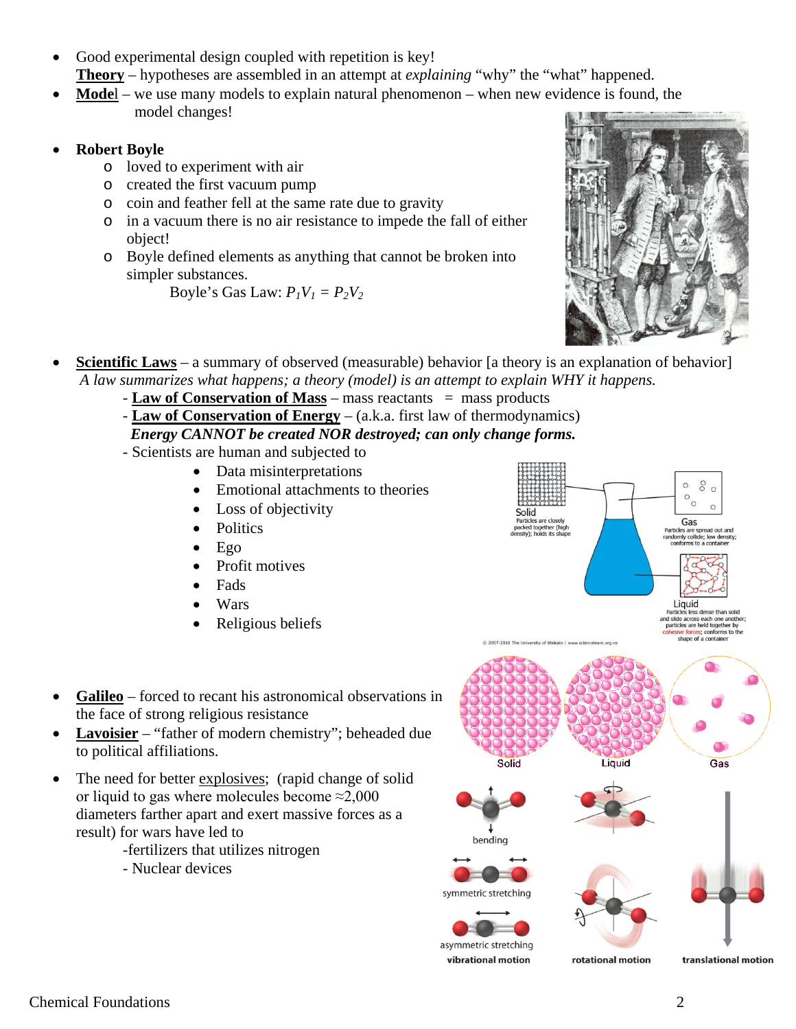- Good experimental design coupled with repetition is key!
  **<u>Theory</u>** – hypotheses are assembled in an attempt at *explaining* "why" the "what" happened.
- **<u>Model</u>** – we use many models to explain natural phenomenon – when new evidence is found, the model changes!

- **Robert Boyle**
  - loved to experiment with air
  - created the first vacuum pump
  - coin and feather fell at the same rate due to gravity
  - in a vacuum there is no air resistance to impede the fall of either object!
  - Boyle defined elements as anything that cannot be broken into simpler substances.

    Boyle's Gas Law: $P_1V_1 = P_2V_2$

- **<u>Scientific Laws</u>** – a summary of observed (measurable) behavior [a theory is an explanation of behavior]
  *A law summarizes what happens; a theory (model) is an attempt to explain WHY it happens.*
  - **<u>Law of Conservation of Mass</u>** – mass reactants = mass products
  - **<u>Law of Conservation of Energy</u>** – (a.k.a. first law of thermodynamics)
    ***Energy CANNOT be created NOR destroyed; can only change forms.***
  - Scientists are human and subjected to
    - Data misinterpretations
    - Emotional attachments to theories
    - Loss of objectivity
    - Politics
    - Ego
    - Profit motives
    - Fads
    - Wars
    - Religious beliefs

- **<u>Galileo</u>** – forced to recant his astronomical observations in the face of strong religious resistance
- **<u>Lavoisier</u>** – "father of modern chemistry"; beheaded due to political affiliations.

- The need for better <u>explosives</u>; (rapid change of solid or liquid to gas where molecules become ≈2,000 diameters farther apart and exert massive forces as a result) for wars have led to
  - fertilizers that utilizes nitrogen
  - Nuclear devices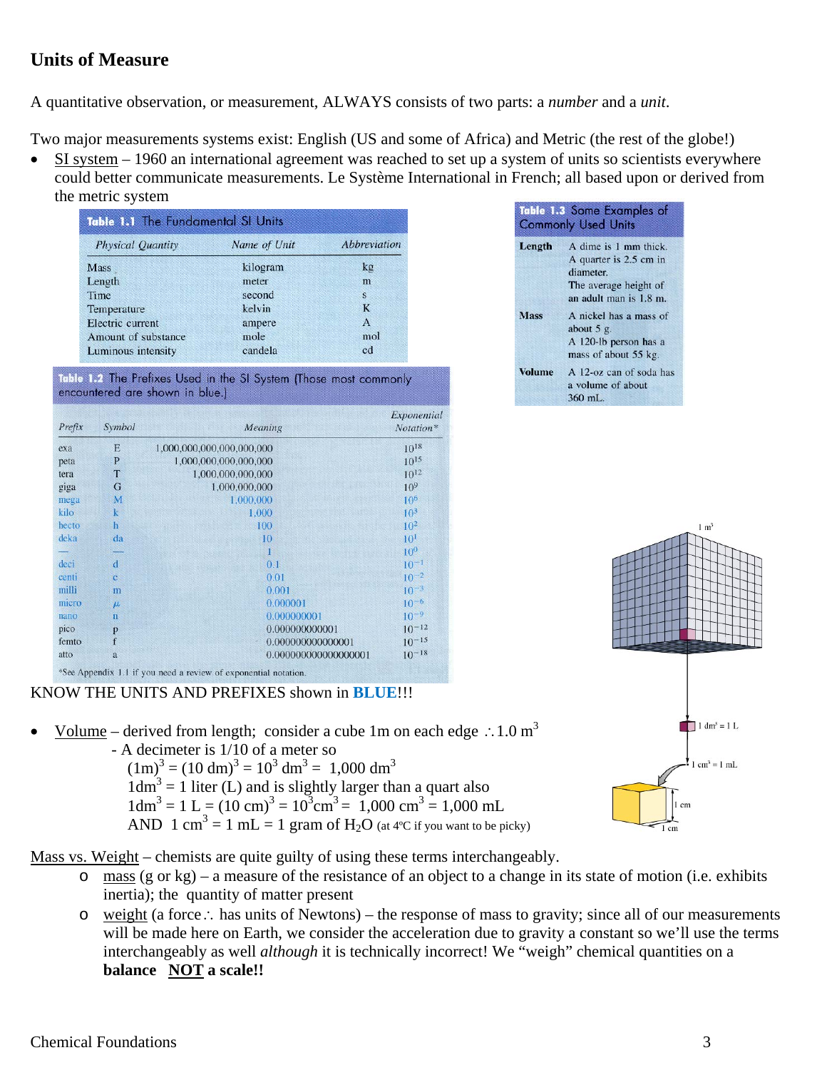## Units of Measure

A quantitative observation, or measurement, ALWAYS consists of two parts: a *number* and a *unit*.

Two major measurements systems exist: English (US and some of Africa) and Metric (the rest of the globe!)

- SI system – 1960 an international agreement was reached to set up a system of units so scientists everywhere could better communicate measurements. Le Système International in French; all based upon or derived from the metric system

**Table 1.1** The Fundamental SI Units

| *Physical Quantity* | *Name of Unit* | *Abbreviation* |
|---|---|---|
| Mass | kilogram | kg |
| Length | meter | m |
| Time | second | s |
| Temperature | kelvin | K |
| Electric current | ampere | A |
| Amount of substance | mole | mol |
| Luminous intensity | candela | cd |

**Table 1.3** Some Examples of Commonly Used Units

| | |
|---|---|
| **Length** | A dime is 1 mm thick. A quarter is 2.5 cm in diameter. The average height of an adult man is 1.8 m. |
| **Mass** | A nickel has a mass of about 5 g. A 120-lb person has a mass of about 55 kg. |
| **Volume** | A 12-oz can of soda has a volume of about 360 mL. |

**Table 1.2** The Prefixes Used in the SI System (Those most commonly encountered are shown in blue.)

| *Prefix* | *Symbol* | *Meaning* | *Exponential Notation** |
|---|---|---|---|
| exa | E | 1,000,000,000,000,000,000 | $10^{18}$ |
| peta | P | 1,000,000,000,000,000 | $10^{15}$ |
| tera | T | 1,000,000,000,000 | $10^{12}$ |
| giga | G | 1,000,000,000 | $10^{9}$ |
| mega | M | 1,000,000 | $10^{6}$ |
| kilo | k | 1,000 | $10^{3}$ |
| hecto | h | 100 | $10^{2}$ |
| deka | da | 10 | $10^{1}$ |
| — | — | 1 | $10^{0}$ |
| deci | d | 0.1 | $10^{-1}$ |
| centi | c | 0.01 | $10^{-2}$ |
| milli | m | 0.001 | $10^{-3}$ |
| micro | $\mu$ | 0.000001 | $10^{-6}$ |
| nano | n | 0.000000001 | $10^{-9}$ |
| pico | p | 0.000000000001 | $10^{-12}$ |
| femto | f | 0.000000000000001 | $10^{-15}$ |
| atto | a | 0.000000000000000001 | $10^{-18}$ |

*See Appendix 1.1 if you need a review of exponential notation.

KNOW THE UNITS AND PREFIXES shown in **BLUE**!!!

1 m³

1 dm³ = 1 L

1 cm³ = 1 mL

1 cm

1 cm

- Volume – derived from length; consider a cube 1m on each edge $\therefore$ 1.0 $m^3$
  - A decimeter is 1/10 of a meter so

    $(1m)^3 = (10\ dm)^3 = 10^3\ dm^3 = 1{,}000\ dm^3$

    $1dm^3$ = 1 liter (L) and is slightly larger than a quart also

    $1dm^3 = 1\ L = (10\ cm)^3 = 10^3 cm^3 = 1{,}000\ cm^3 = 1{,}000\ mL$

    AND $1\ cm^3 = 1\ mL = 1$ gram of $H_2O$ (at 4ºC if you want to be picky)

Mass vs. Weight – chemists are quite guilty of using these terms interchangeably.

- mass (g or kg) – a measure of the resistance of an object to a change in its state of motion (i.e. exhibits inertia); the quantity of matter present
- weight (a force $\therefore$ has units of Newtons) – the response of mass to gravity; since all of our measurements will be made here on Earth, we consider the acceleration due to gravity a constant so we'll use the terms interchangeably as well *although* it is technically incorrect! We "weigh" chemical quantities on a **balance NOT a scale!!**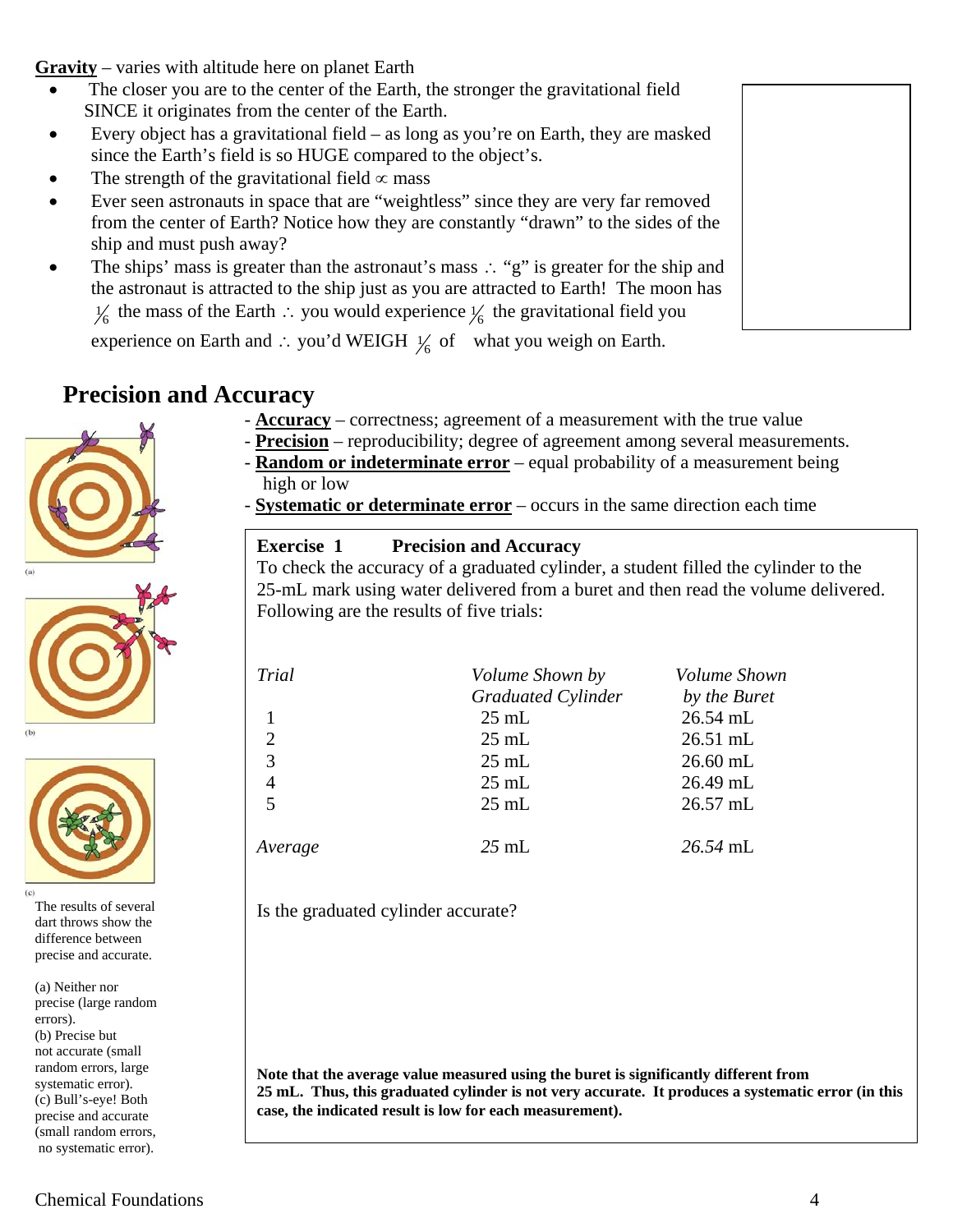**Gravity** – varies with altitude here on planet Earth

- The closer you are to the center of the Earth, the stronger the gravitational field SINCE it originates from the center of the Earth.
- Every object has a gravitational field – as long as you're on Earth, they are masked since the Earth's field is so HUGE compared to the object's.
- The strength of the gravitational field $\propto$ mass
- Ever seen astronauts in space that are "weightless" since they are very far removed from the center of Earth? Notice how they are constantly "drawn" to the sides of the ship and must push away?
- The ships' mass is greater than the astronaut's mass $\therefore$ "g" is greater for the ship and the astronaut is attracted to the ship just as you are attracted to Earth! The moon has $\frac{1}{6}$ the mass of the Earth $\therefore$ you would experience $\frac{1}{6}$ the gravitational field you experience on Earth and $\therefore$ you'd WEIGH $\frac{1}{6}$ of what you weigh on Earth.

## Precision and Accuracy

- **Accuracy** – correctness; agreement of a measurement with the true value
- **Precision** – reproducibility; degree of agreement among several measurements.
- **Random or indeterminate error** – equal probability of a measurement being high or low
- **Systematic or determinate error** – occurs in the same direction each time

(a)

(b)

(c)

The results of several dart throws show the difference between precise and accurate.

(a) Neither nor precise (large random errors).
(b) Precise but not accurate (small random errors, large systematic error).
(c) Bull's-eye! Both precise and accurate (small random errors, no systematic error).

**Exercise 1 Precision and Accuracy**

To check the accuracy of a graduated cylinder, a student filled the cylinder to the 25-mL mark using water delivered from a buret and then read the volume delivered. Following are the results of five trials:

| *Trial* | *Volume Shown by Graduated Cylinder* | *Volume Shown by the Buret* |
|---|---|---|
| 1 | 25 mL | 26.54 mL |
| 2 | 25 mL | 26.51 mL |
| 3 | 25 mL | 26.60 mL |
| 4 | 25 mL | 26.49 mL |
| 5 | 25 mL | 26.57 mL |
| *Average* | *25* mL | *26.54* mL |

Is the graduated cylinder accurate?

**Note that the average value measured using the buret is significantly different from 25 mL. Thus, this graduated cylinder is not very accurate. It produces a systematic error (in this case, the indicated result is low for each measurement).**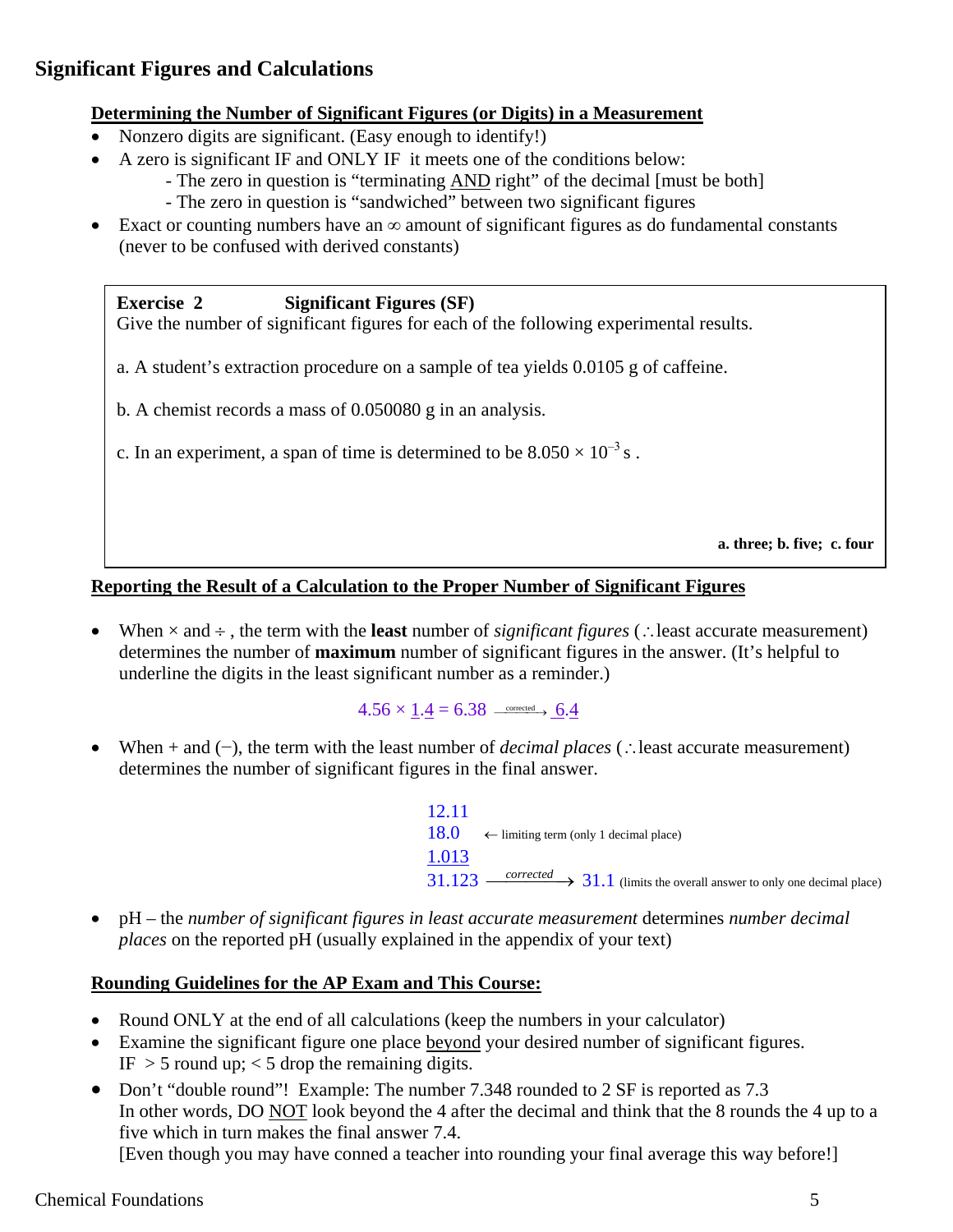## Significant Figures and Calculations

**Determining the Number of Significant Figures (or Digits) in a Measurement**

- Nonzero digits are significant. (Easy enough to identify!)
- A zero is significant IF and ONLY IF it meets one of the conditions below:
  - The zero in question is "terminating AND right" of the decimal [must be both]
  - The zero in question is "sandwiched" between two significant figures
- Exact or counting numbers have an ∞ amount of significant figures as do fundamental constants (never to be confused with derived constants)

> **Exercise 2 Significant Figures (SF)**
> Give the number of significant figures for each of the following experimental results.
>
> a. A student's extraction procedure on a sample of tea yields 0.0105 g of caffeine.
>
> b. A chemist records a mass of 0.050080 g in an analysis.
>
> c. In an experiment, a span of time is determined to be $8.050 \times 10^{-3}$ s .
>
> **a. three; b. five; c. four**

**Reporting the Result of a Calculation to the Proper Number of Significant Figures**

- When × and ÷ , the term with the **least** number of *significant figures* (∴least accurate measurement) determines the number of **maximum** number of significant figures in the answer. (It's helpful to underline the digits in the least significant number as a reminder.)

$$4.56 \times \underline{1.4} = 6.38 \xrightarrow{\text{corrected}} \underline{6.4}$$

- When + and (−), the term with the least number of *decimal places* (∴least accurate measurement) determines the number of significant figures in the final answer.

```
 12.11
 18.0     ← limiting term (only 1 decimal place)
  1.013
 31.123  --corrected-->  31.1 (limits the overall answer to only one decimal place)
```

- pH – the *number of significant figures in least accurate measurement* determines *number decimal places* on the reported pH (usually explained in the appendix of your text)

**Rounding Guidelines for the AP Exam and This Course:**

- Round ONLY at the end of all calculations (keep the numbers in your calculator)
- Examine the significant figure one place beyond your desired number of significant figures. IF > 5 round up; < 5 drop the remaining digits.
- Don't "double round"! Example: The number 7.348 rounded to 2 SF is reported as 7.3
  In other words, DO NOT look beyond the 4 after the decimal and think that the 8 rounds the 4 up to a five which in turn makes the final answer 7.4.
  [Even though you may have conned a teacher into rounding your final average this way before!]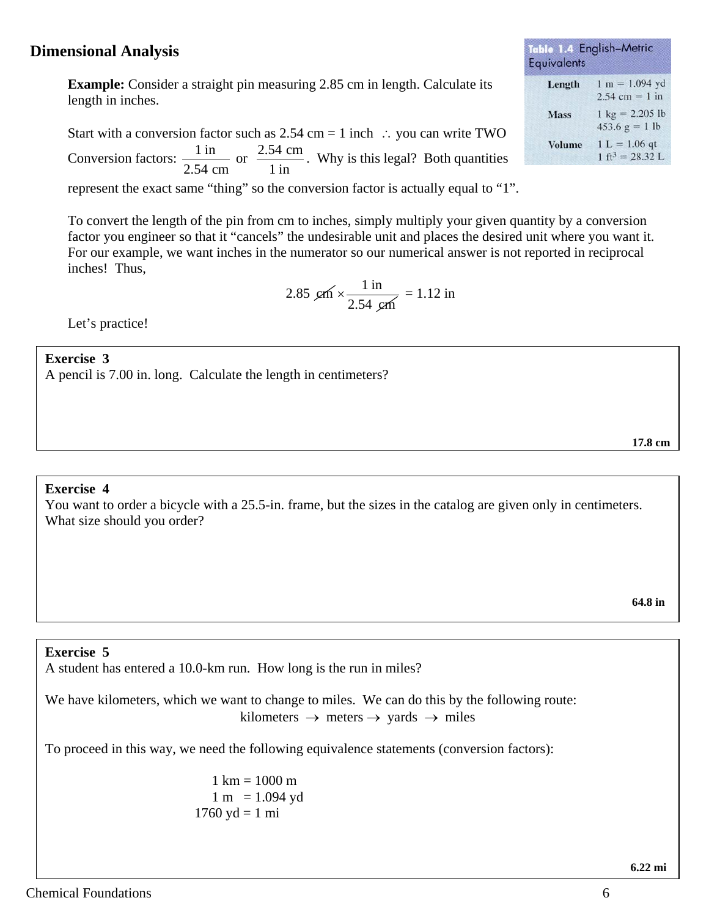## Dimensional Analysis

**Table 1.4 English–Metric Equivalents**

| | |
|---|---|
| **Length** | 1 m = 1.094 yd<br>2.54 cm = 1 in |
| **Mass** | 1 kg = 2.205 lb<br>453.6 g = 1 lb |
| **Volume** | 1 L = 1.06 qt<br>1 ft$^3$ = 28.32 L |

**Example:** Consider a straight pin measuring 2.85 cm in length. Calculate its length in inches.

Start with a conversion factor such as 2.54 cm = 1 inch $\therefore$ you can write TWO Conversion factors: $\frac{1 \text{ in}}{2.54 \text{ cm}}$ or $\frac{2.54 \text{ cm}}{1 \text{ in}}$. Why is this legal? Both quantities represent the exact same "thing" so the conversion factor is actually equal to "1".

To convert the length of the pin from cm to inches, simply multiply your given quantity by a conversion factor you engineer so that it "cancels" the undesirable unit and places the desired unit where you want it. For our example, we want inches in the numerator so our numerical answer is not reported in reciprocal inches! Thus,

$$2.85 \cancel{\text{cm}} \times \frac{1 \text{ in}}{2.54 \cancel{\text{cm}}} = 1.12 \text{ in}$$

Let's practice!

---

**Exercise 3**
A pencil is 7.00 in. long. Calculate the length in centimeters?

**17.8 cm**

---

**Exercise 4**
You want to order a bicycle with a 25.5-in. frame, but the sizes in the catalog are given only in centimeters. What size should you order?

**64.8 in**

---

**Exercise 5**
A student has entered a 10.0-km run. How long is the run in miles?

We have kilometers, which we want to change to miles. We can do this by the following route:

kilometers $\rightarrow$ meters $\rightarrow$ yards $\rightarrow$ miles

To proceed in this way, we need the following equivalence statements (conversion factors):

1 km = 1000 m
1 m = 1.094 yd
1760 yd = 1 mi

**6.22 mi**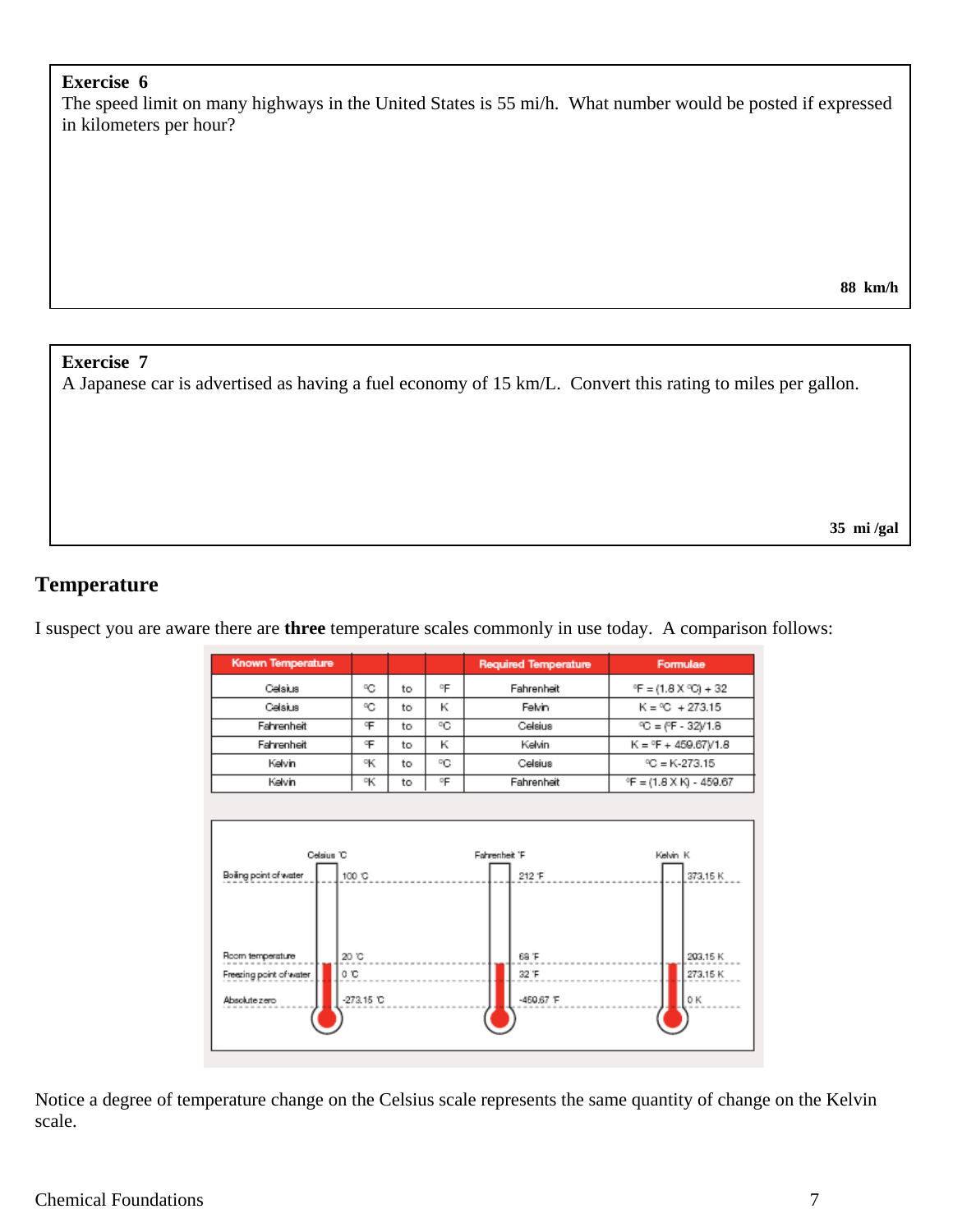**Exercise 6**
The speed limit on many highways in the United States is 55 mi/h. What number would be posted if expressed in kilometers per hour?

**88 km/h**

**Exercise 7**
A Japanese car is advertised as having a fuel economy of 15 km/L. Convert this rating to miles per gallon.

**35 mi /gal**

## Temperature

I suspect you are aware there are **three** temperature scales commonly in use today. A comparison follows:

| Known Temperature | | | | Required Temperature | Formulae |
|---|---|---|---|---|---|
| Celsius | °C | to | °F | Fahrenheit | °F = (1.8 X °C) + 32 |
| Celsius | °C | to | K | Kelvin | K = °C + 273.15 |
| Fahrenheit | °F | to | °C | Celsius | °C = (°F - 32)/1.8 |
| Fahrenheit | °F | to | K | Kelvin | K = °F + 459.67)/1.8 |
| Kelvin | °K | to | °C | Celsius | °C = K-273.15 |
| Kelvin | °K | to | °F | Fahrenheit | °F = (1.8 X K) - 459.67 |

| | Celsius °C | Fahrenheit °F | Kelvin K |
|---|---|---|---|
| Boiling point of water | 100 °C | 212 °F | 373.15 K |
| Room temperature | 20 °C | 68 °F | 293.15 K |
| Freezing point of water | 0 °C | 32 °F | 273.15 K |
| Absolute zero | -273.15 °C | -459.67 °F | 0 K |

Notice a degree of temperature change on the Celsius scale represents the same quantity of change on the Kelvin scale.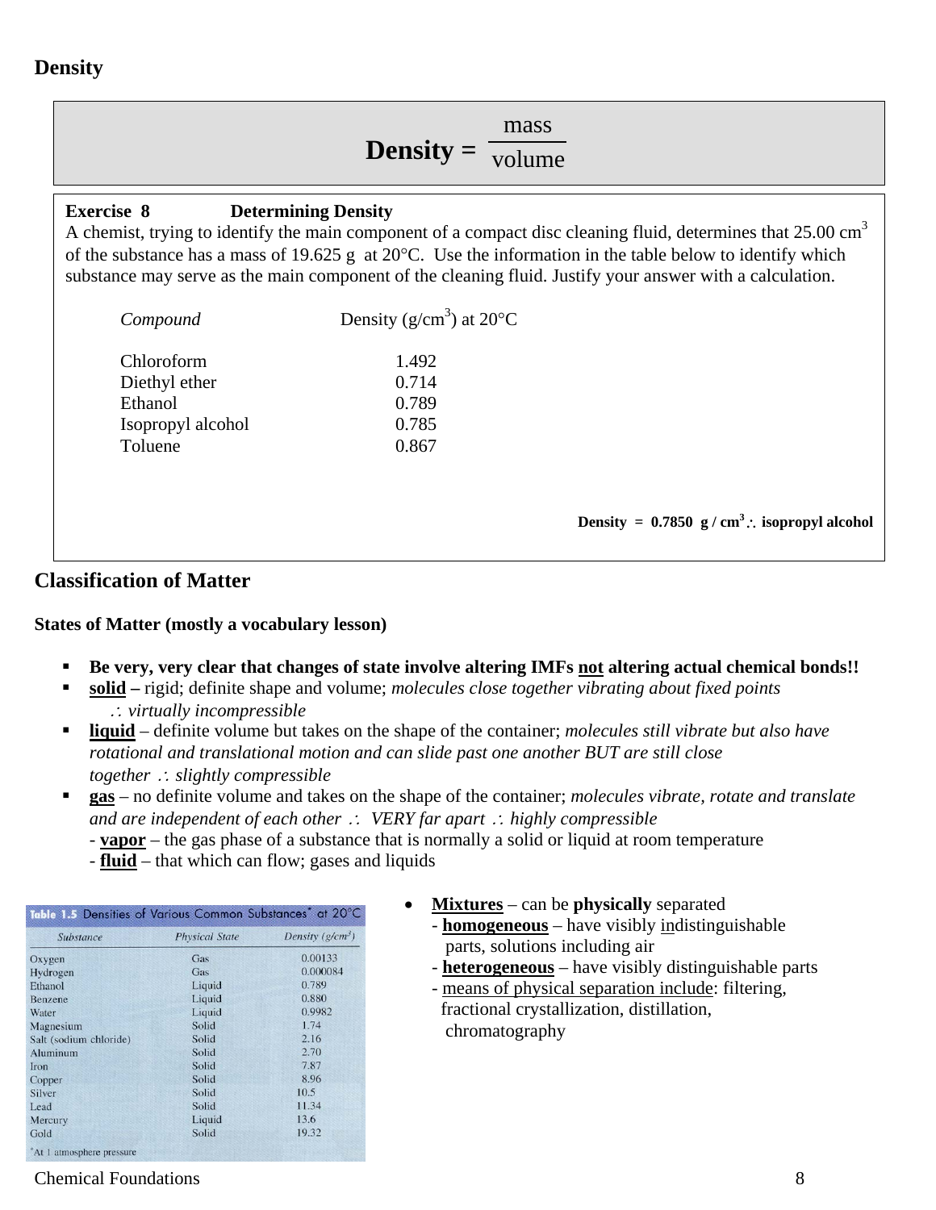## Density

$$\textbf{Density} = \frac{\text{mass}}{\text{volume}}$$

**Exercise 8 Determining Density**

A chemist, trying to identify the main component of a compact disc cleaning fluid, determines that 25.00 $cm^3$ of the substance has a mass of 19.625 g at 20°C. Use the information in the table below to identify which substance may serve as the main component of the cleaning fluid. Justify your answer with a calculation.

| *Compound* | Density ($g/cm^3$) at 20°C |
|---|---|
| Chloroform | 1.492 |
| Diethyl ether | 0.714 |
| Ethanol | 0.789 |
| Isopropyl alcohol | 0.785 |
| Toluene | 0.867 |

**Density = 0.7850 $g / cm^3$ $\therefore$ isopropyl alcohol**

## Classification of Matter

**States of Matter (mostly a vocabulary lesson)**

- **Be very, very clear that changes of state involve altering IMFs <u>not</u> altering actual chemical bonds!!**
- **<u>solid</u> –** rigid; definite shape and volume; *molecules close together vibrating about fixed points $\therefore$ virtually incompressible*
- **<u>liquid</u>** – definite volume but takes on the shape of the container; *molecules still vibrate but also have rotational and translational motion and can slide past one another BUT are still close together $\therefore$ slightly compressible*
- **<u>gas</u>** – no definite volume and takes on the shape of the container; *molecules vibrate, rotate and translate and are independent of each other $\therefore$ VERY far apart $\therefore$ highly compressible*
  - **<u>vapor</u>** – the gas phase of a substance that is normally a solid or liquid at room temperature
  - **<u>fluid</u>** – that which can flow; gases and liquids

**Table 1.5** Densities of Various Common Substances* at 20°C

| Substance | Physical State | Density ($g/cm^3$) |
|---|---|---|
| Oxygen | Gas | 0.00133 |
| Hydrogen | Gas | 0.000084 |
| Ethanol | Liquid | 0.789 |
| Benzene | Liquid | 0.880 |
| Water | Liquid | 0.9982 |
| Magnesium | Solid | 1.74 |
| Salt (sodium chloride) | Solid | 2.16 |
| Aluminum | Solid | 2.70 |
| Iron | Solid | 7.87 |
| Copper | Solid | 8.96 |
| Silver | Solid | 10.5 |
| Lead | Solid | 11.34 |
| Mercury | Liquid | 13.6 |
| Gold | Solid | 19.32 |

*At 1 atmosphere pressure

- **<u>Mixtures</u>** – can be **physically** separated
  - **<u>homogeneous</u>** – have visibly <u>in</u>distinguishable parts, solutions including air
  - **<u>heterogeneous</u>** – have visibly distinguishable parts
  - <u>means of physical separation include</u>: filtering, fractional crystallization, distillation, chromatography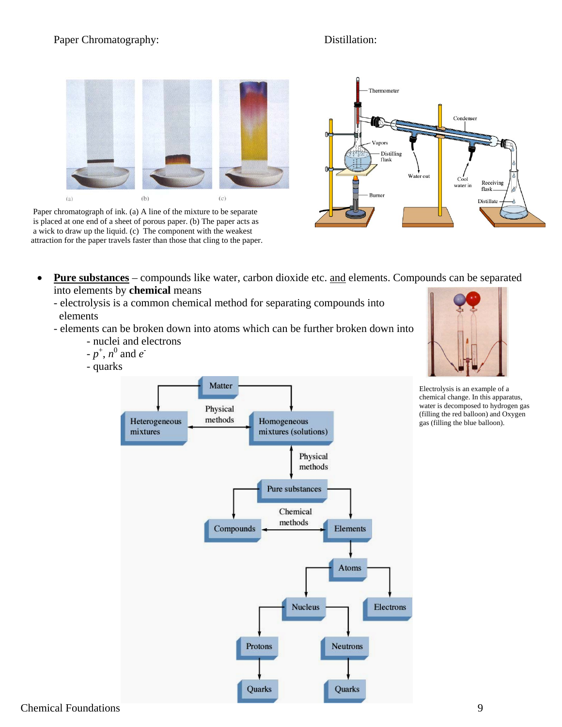Paper Chromatography:

Distillation:

(a) (b) (c)

Paper chromatograph of ink. (a) A line of the mixture to be separate is placed at one end of a sheet of porous paper. (b) The paper acts as a wick to draw up the liquid. (c) The component with the weakest attraction for the paper travels faster than those that cling to the paper.

Thermometer

Condenser

Vapors

Distilling flask

Water out

Cool water in

Receiving flask

Burner

Distillate

- **Pure substances** – compounds like water, carbon dioxide etc. and elements. Compounds can be separated into elements by **chemical** means
  - electrolysis is a common chemical method for separating compounds into elements
  - elements can be broken down into atoms which can be further broken down into
    - nuclei and electrons
    - $p^+$, $n^0$ and $e^-$
    - quarks

Electrolysis is an example of a chemical change. In this apparatus, water is decomposed to hydrogen gas (filling the red balloon) and Oxygen gas (filling the blue balloon).

Matter

Physical methods

Heterogeneous mixtures

Homogeneous mixtures (solutions)

Physical methods

Pure substances

Chemical methods

Compounds

Elements

Atoms

Nucleus

Electrons

Protons

Neutrons

Quarks

Quarks